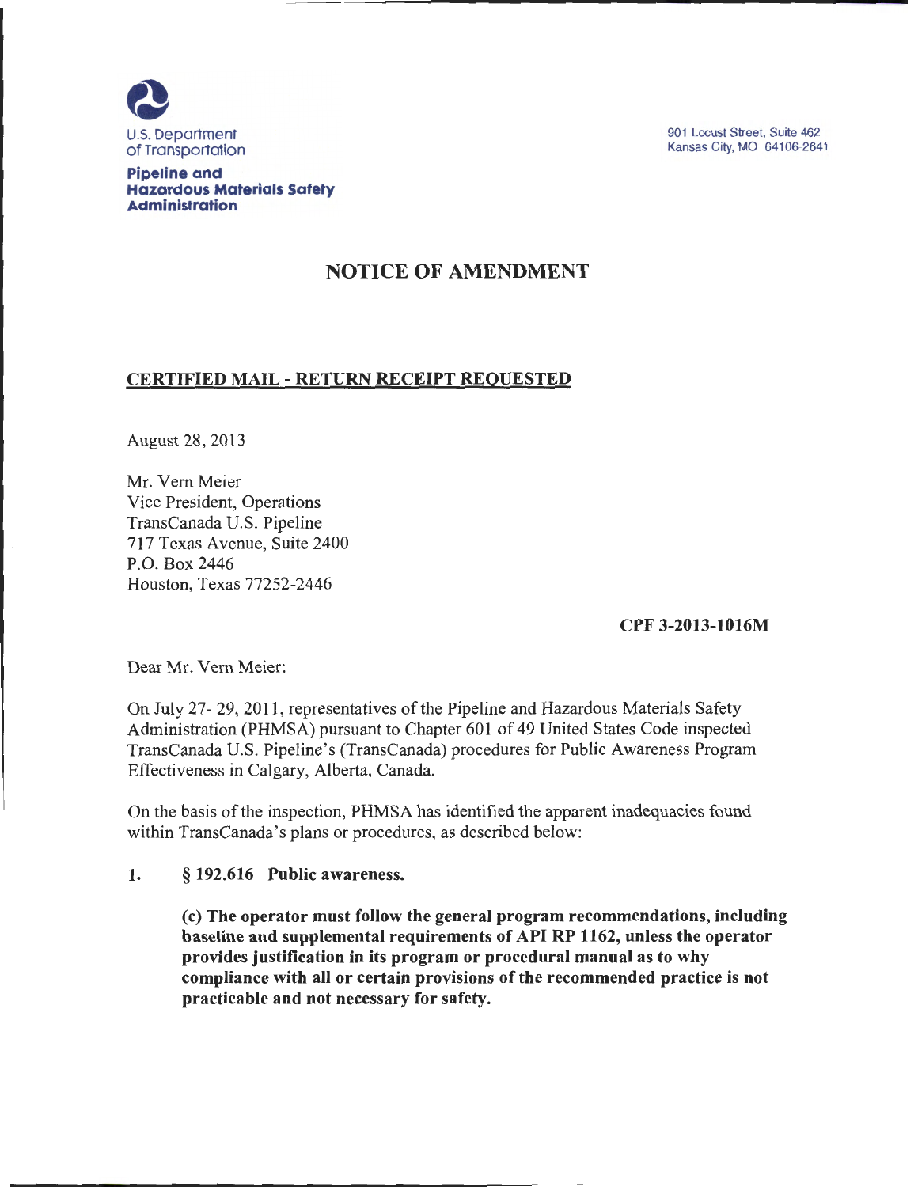U.S. Department of Transportation

**Pipeline and Hazardous Materials Safety Administration**

901 Locust Street, Suite 462
Kansas City, MO 64106-2641

# NOTICE OF AMENDMENT

**CERTIFIED MAIL - RETURN RECEIPT REQUESTED**

August 28, 2013

Mr. Vern Meier
Vice President, Operations
TransCanada U.S. Pipeline
717 Texas Avenue, Suite 2400
P.O. Box 2446
Houston, Texas 77252-2446

**CPF 3-2013-1016M**

Dear Mr. Vern Meier:

On July 27- 29, 2011, representatives of the Pipeline and Hazardous Materials Safety Administration (PHMSA) pursuant to Chapter 601 of 49 United States Code inspected TransCanada U.S. Pipeline's (TransCanada) procedures for Public Awareness Program Effectiveness in Calgary, Alberta, Canada.

On the basis of the inspection, PHMSA has identified the apparent inadequacies found within TransCanada's plans or procedures, as described below:

1. **§ 192.616 Public awareness.**

   **(c) The operator must follow the general program recommendations, including baseline and supplemental requirements of API RP 1162, unless the operator provides justification in its program or procedural manual as to why compliance with all or certain provisions of the recommended practice is not practicable and not necessary for safety.**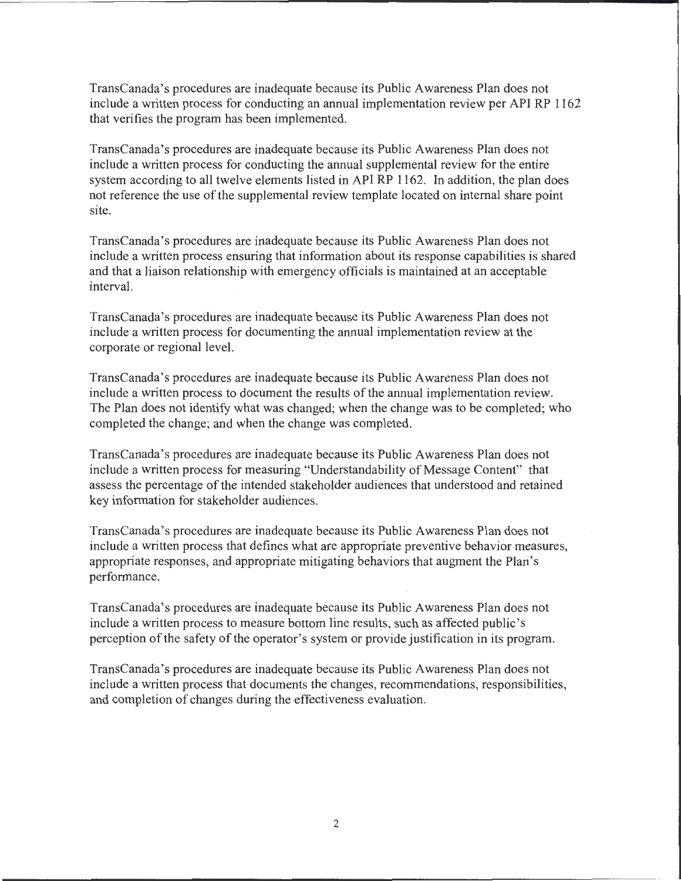TransCanada's procedures are inadequate because its Public Awareness Plan does not include a written process for conducting an annual implementation review per API RP 1162 that verifies the program has been implemented.

TransCanada's procedures are inadequate because its Public Awareness Plan does not include a written process for conducting the annual supplemental review for the entire system according to all twelve elements listed in API RP 1162. In addition, the plan does not reference the use of the supplemental review template located on internal share point site.

TransCanada's procedures are inadequate because its Public Awareness Plan does not include a written process ensuring that information about its response capabilities is shared and that a liaison relationship with emergency officials is maintained at an acceptable interval.

TransCanada's procedures are inadequate because its Public Awareness Plan does not include a written process for documenting the annual implementation review at the corporate or regional level.

TransCanada's procedures are inadequate because its Public Awareness Plan does not include a written process to document the results of the annual implementation review. The Plan does not identify what was changed; when the change was to be completed; who completed the change; and when the change was completed.

TransCanada's procedures are inadequate because its Public Awareness Plan does not include a written process for measuring "Understandability of Message Content" that assess the percentage of the intended stakeholder audiences that understood and retained key information for stakeholder audiences.

TransCanada's procedures are inadequate because its Public Awareness Plan does not include a written process that defines what are appropriate preventive behavior measures, appropriate responses, and appropriate mitigating behaviors that augment the Plan's performance.

TransCanada's procedures are inadequate because its Public Awareness Plan does not include a written process to measure bottom line results, such as affected public's perception of the safety of the operator's system or provide justification in its program.

TransCanada's procedures are inadequate because its Public Awareness Plan does not include a written process that documents the changes, recommendations, responsibilities, and completion of changes during the effectiveness evaluation.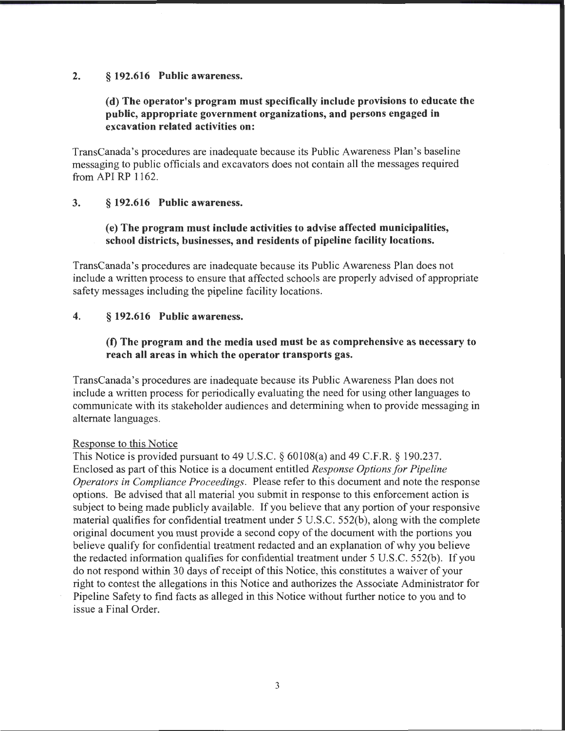2. **§ 192.616 Public awareness.**

**(d) The operator's program must specifically include provisions to educate the public, appropriate government organizations, and persons engaged in excavation related activities on:**

TransCanada's procedures are inadequate because its Public Awareness Plan's baseline messaging to public officials and excavators does not contain all the messages required from API RP 1162.

3. **§ 192.616 Public awareness.**

**(e) The program must include activities to advise affected municipalities, school districts, businesses, and residents of pipeline facility locations.**

TransCanada's procedures are inadequate because its Public Awareness Plan does not include a written process to ensure that affected schools are properly advised of appropriate safety messages including the pipeline facility locations.

4. **§ 192.616 Public awareness.**

**(f) The program and the media used must be as comprehensive as necessary to reach all areas in which the operator transports gas.**

TransCanada's procedures are inadequate because its Public Awareness Plan does not include a written process for periodically evaluating the need for using other languages to communicate with its stakeholder audiences and determining when to provide messaging in alternate languages.

Response to this Notice

This Notice is provided pursuant to 49 U.S.C. § 60108(a) and 49 C.F.R. § 190.237. Enclosed as part of this Notice is a document entitled *Response Options for Pipeline Operators in Compliance Proceedings*. Please refer to this document and note the response options. Be advised that all material you submit in response to this enforcement action is subject to being made publicly available. If you believe that any portion of your responsive material qualifies for confidential treatment under 5 U.S.C. 552(b), along with the complete original document you must provide a second copy of the document with the portions you believe qualify for confidential treatment redacted and an explanation of why you believe the redacted information qualifies for confidential treatment under 5 U.S.C. 552(b). If you do not respond within 30 days of receipt of this Notice, this constitutes a waiver of your right to contest the allegations in this Notice and authorizes the Associate Administrator for Pipeline Safety to find facts as alleged in this Notice without further notice to you and to issue a Final Order.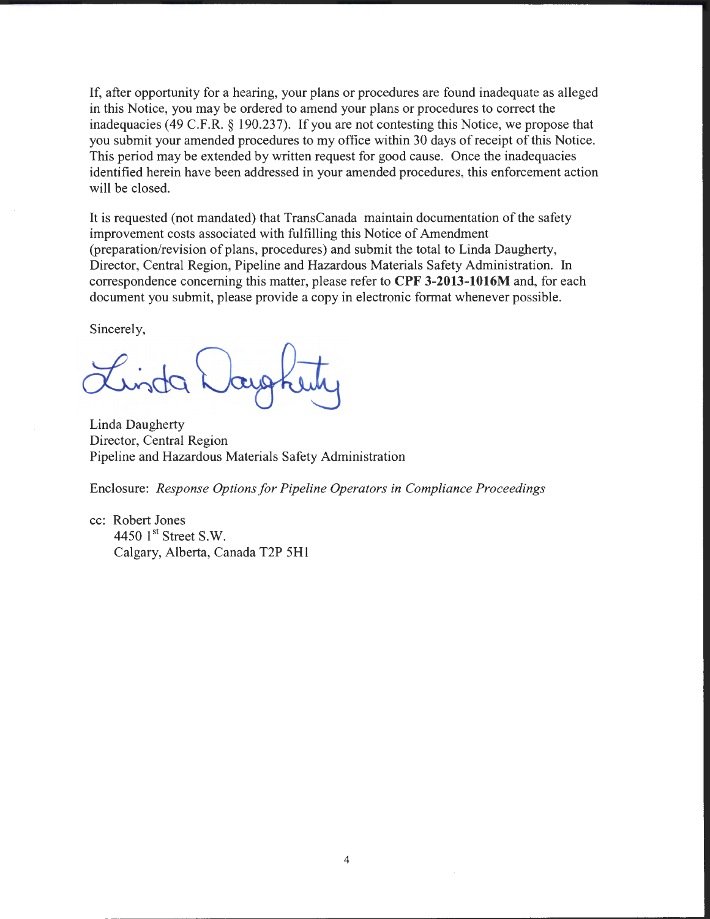If, after opportunity for a hearing, your plans or procedures are found inadequate as alleged in this Notice, you may be ordered to amend your plans or procedures to correct the inadequacies (49 C.F.R. § 190.237). If you are not contesting this Notice, we propose that you submit your amended procedures to my office within 30 days of receipt of this Notice. This period may be extended by written request for good cause. Once the inadequacies identified herein have been addressed in your amended procedures, this enforcement action will be closed.

It is requested (not mandated) that TransCanada maintain documentation of the safety improvement costs associated with fulfilling this Notice of Amendment (preparation/revision of plans, procedures) and submit the total to Linda Daugherty, Director, Central Region, Pipeline and Hazardous Materials Safety Administration. In correspondence concerning this matter, please refer to **CPF 3-2013-1016M** and, for each document you submit, please provide a copy in electronic format whenever possible.

Sincerely,

Linda Daugherty
Director, Central Region
Pipeline and Hazardous Materials Safety Administration

Enclosure: *Response Options for Pipeline Operators in Compliance Proceedings*

cc: Robert Jones
4450 1st Street S.W.
Calgary, Alberta, Canada T2P 5H1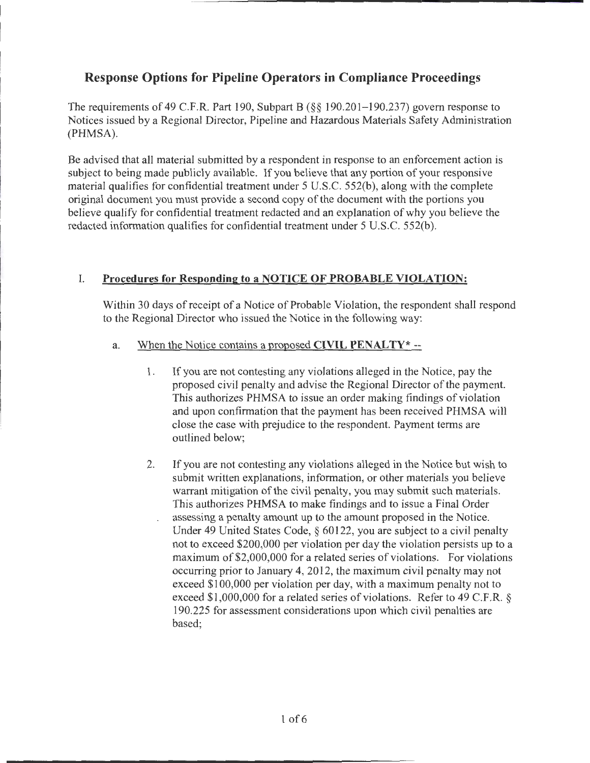## Response Options for Pipeline Operators in Compliance Proceedings

The requirements of 49 C.F.R. Part 190, Subpart B (§§ 190.201–190.237) govern response to Notices issued by a Regional Director, Pipeline and Hazardous Materials Safety Administration (PHMSA).

Be advised that all material submitted by a respondent in response to an enforcement action is subject to being made publicly available. If you believe that any portion of your responsive material qualifies for confidential treatment under 5 U.S.C. 552(b), along with the complete original document you must provide a second copy of the document with the portions you believe qualify for confidential treatment redacted and an explanation of why you believe the redacted information qualifies for confidential treatment under 5 U.S.C. 552(b).

### I. Procedures for Responding to a NOTICE OF PROBABLE VIOLATION:

Within 30 days of receipt of a Notice of Probable Violation, the respondent shall respond to the Regional Director who issued the Notice in the following way:

a. When the Notice contains a proposed **CIVIL PENALTY*** --

1. If you are not contesting any violations alleged in the Notice, pay the proposed civil penalty and advise the Regional Director of the payment. This authorizes PHMSA to issue an order making findings of violation and upon confirmation that the payment has been received PHMSA will close the case with prejudice to the respondent. Payment terms are outlined below;

2. If you are not contesting any violations alleged in the Notice but wish to submit written explanations, information, or other materials you believe warrant mitigation of the civil penalty, you may submit such materials. This authorizes PHMSA to make findings and to issue a Final Order assessing a penalty amount up to the amount proposed in the Notice. Under 49 United States Code, § 60122, you are subject to a civil penalty not to exceed $200,000 per violation per day the violation persists up to a maximum of $2,000,000 for a related series of violations. For violations occurring prior to January 4, 2012, the maximum civil penalty may not exceed $100,000 per violation per day, with a maximum penalty not to exceed $1,000,000 for a related series of violations. Refer to 49 C.F.R. § 190.225 for assessment considerations upon which civil penalties are based;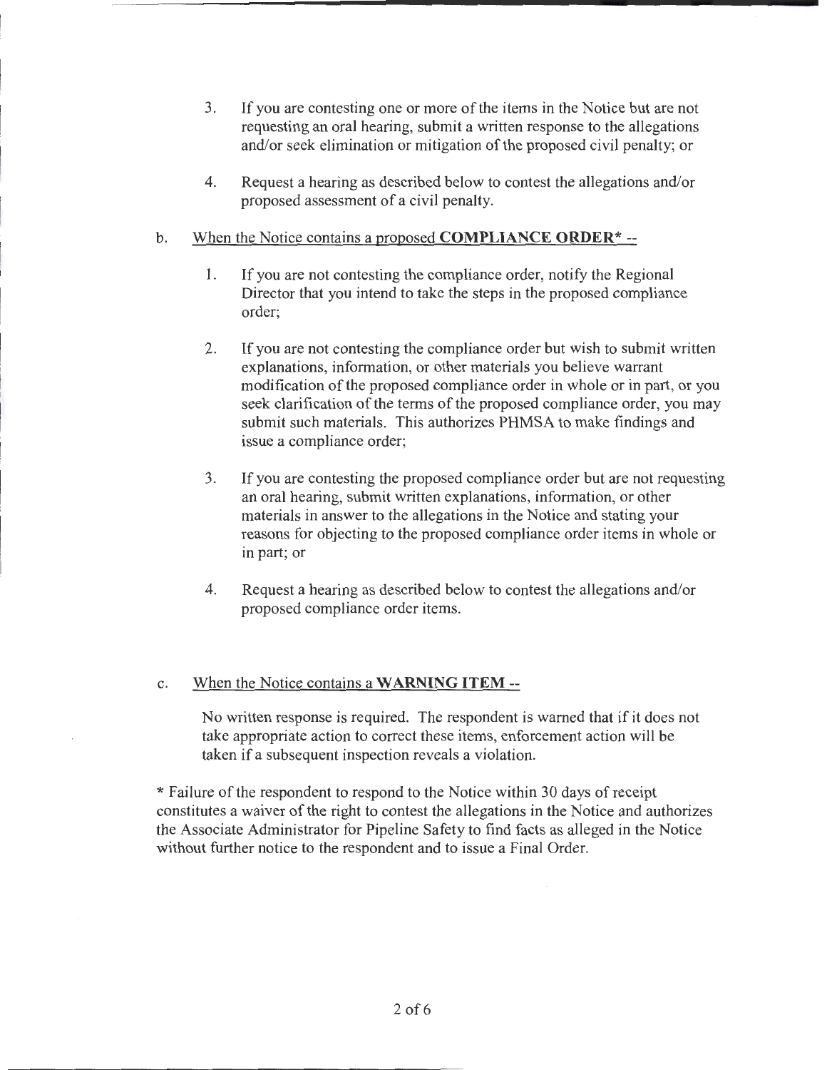3. If you are contesting one or more of the items in the Notice but are not requesting an oral hearing, submit a written response to the allegations and/or seek elimination or mitigation of the proposed civil penalty; or

4. Request a hearing as described below to contest the allegations and/or proposed assessment of a civil penalty.

b. <u>When the Notice contains a proposed **COMPLIANCE ORDER*** --</u>

1. If you are not contesting the compliance order, notify the Regional Director that you intend to take the steps in the proposed compliance order;

2. If you are not contesting the compliance order but wish to submit written explanations, information, or other materials you believe warrant modification of the proposed compliance order in whole or in part, or you seek clarification of the terms of the proposed compliance order, you may submit such materials. This authorizes PHMSA to make findings and issue a compliance order;

3. If you are contesting the proposed compliance order but are not requesting an oral hearing, submit written explanations, information, or other materials in answer to the allegations in the Notice and stating your reasons for objecting to the proposed compliance order items in whole or in part; or

4. Request a hearing as described below to contest the allegations and/or proposed compliance order items.

c. <u>When the Notice contains a **WARNING ITEM** --</u>

No written response is required. The respondent is warned that if it does not take appropriate action to correct these items, enforcement action will be taken if a subsequent inspection reveals a violation.

* Failure of the respondent to respond to the Notice within 30 days of receipt constitutes a waiver of the right to contest the allegations in the Notice and authorizes the Associate Administrator for Pipeline Safety to find facts as alleged in the Notice without further notice to the respondent and to issue a Final Order.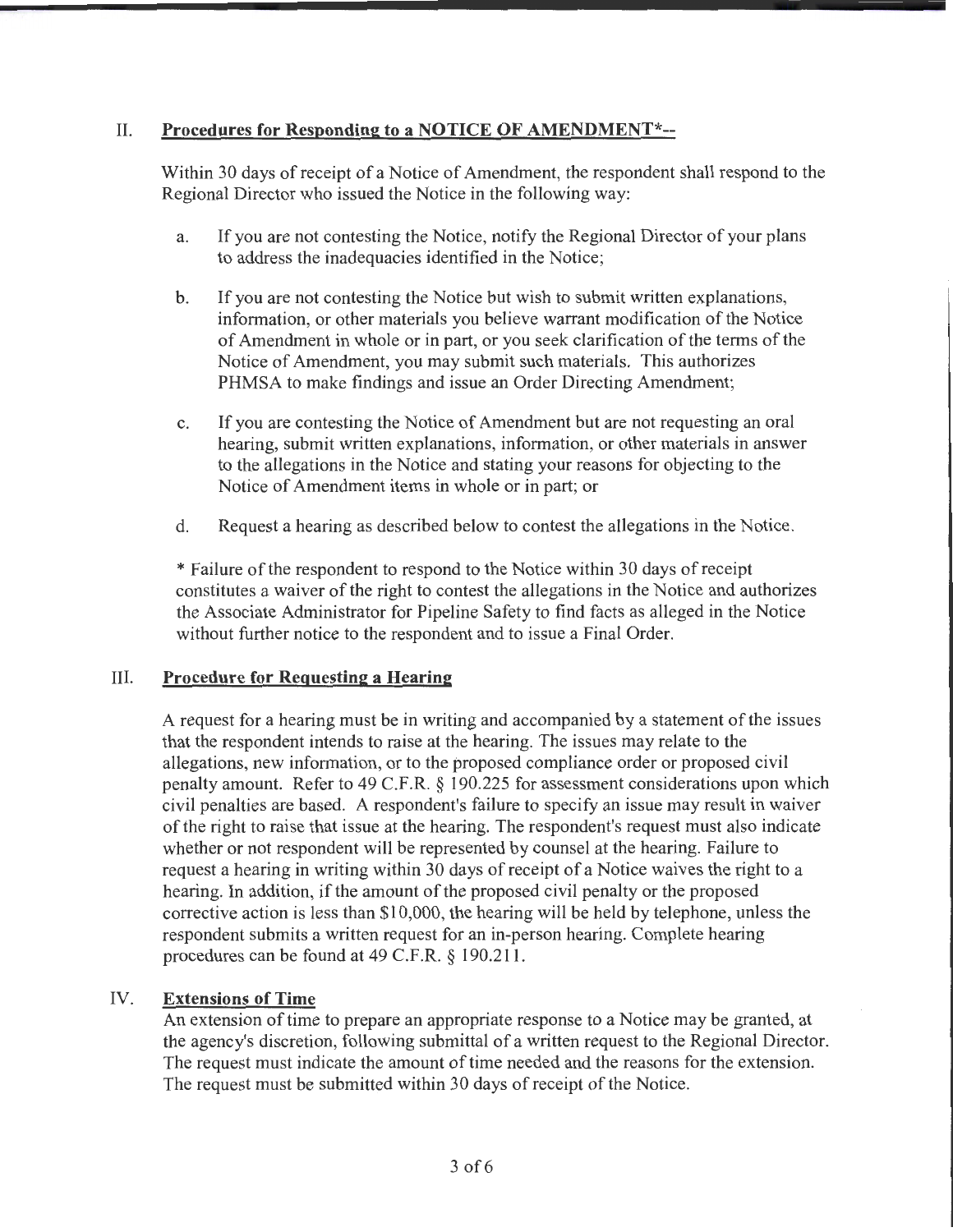## II. **Procedures for Responding to a NOTICE OF AMENDMENT*--**

Within 30 days of receipt of a Notice of Amendment, the respondent shall respond to the Regional Director who issued the Notice in the following way:

a. If you are not contesting the Notice, notify the Regional Director of your plans to address the inadequacies identified in the Notice;

b. If you are not contesting the Notice but wish to submit written explanations, information, or other materials you believe warrant modification of the Notice of Amendment in whole or in part, or you seek clarification of the terms of the Notice of Amendment, you may submit such materials. This authorizes PHMSA to make findings and issue an Order Directing Amendment;

c. If you are contesting the Notice of Amendment but are not requesting an oral hearing, submit written explanations, information, or other materials in answer to the allegations in the Notice and stating your reasons for objecting to the Notice of Amendment items in whole or in part; or

d. Request a hearing as described below to contest the allegations in the Notice.

* Failure of the respondent to respond to the Notice within 30 days of receipt constitutes a waiver of the right to contest the allegations in the Notice and authorizes the Associate Administrator for Pipeline Safety to find facts as alleged in the Notice without further notice to the respondent and to issue a Final Order.

## III. **Procedure for Requesting a Hearing**

A request for a hearing must be in writing and accompanied by a statement of the issues that the respondent intends to raise at the hearing. The issues may relate to the allegations, new information, or to the proposed compliance order or proposed civil penalty amount. Refer to 49 C.F.R. § 190.225 for assessment considerations upon which civil penalties are based. A respondent's failure to specify an issue may result in waiver of the right to raise that issue at the hearing. The respondent's request must also indicate whether or not respondent will be represented by counsel at the hearing. Failure to request a hearing in writing within 30 days of receipt of a Notice waives the right to a hearing. In addition, if the amount of the proposed civil penalty or the proposed corrective action is less than $10,000, the hearing will be held by telephone, unless the respondent submits a written request for an in-person hearing. Complete hearing procedures can be found at 49 C.F.R. § 190.211.

## IV. **Extensions of Time**

An extension of time to prepare an appropriate response to a Notice may be granted, at the agency's discretion, following submittal of a written request to the Regional Director. The request must indicate the amount of time needed and the reasons for the extension. The request must be submitted within 30 days of receipt of the Notice.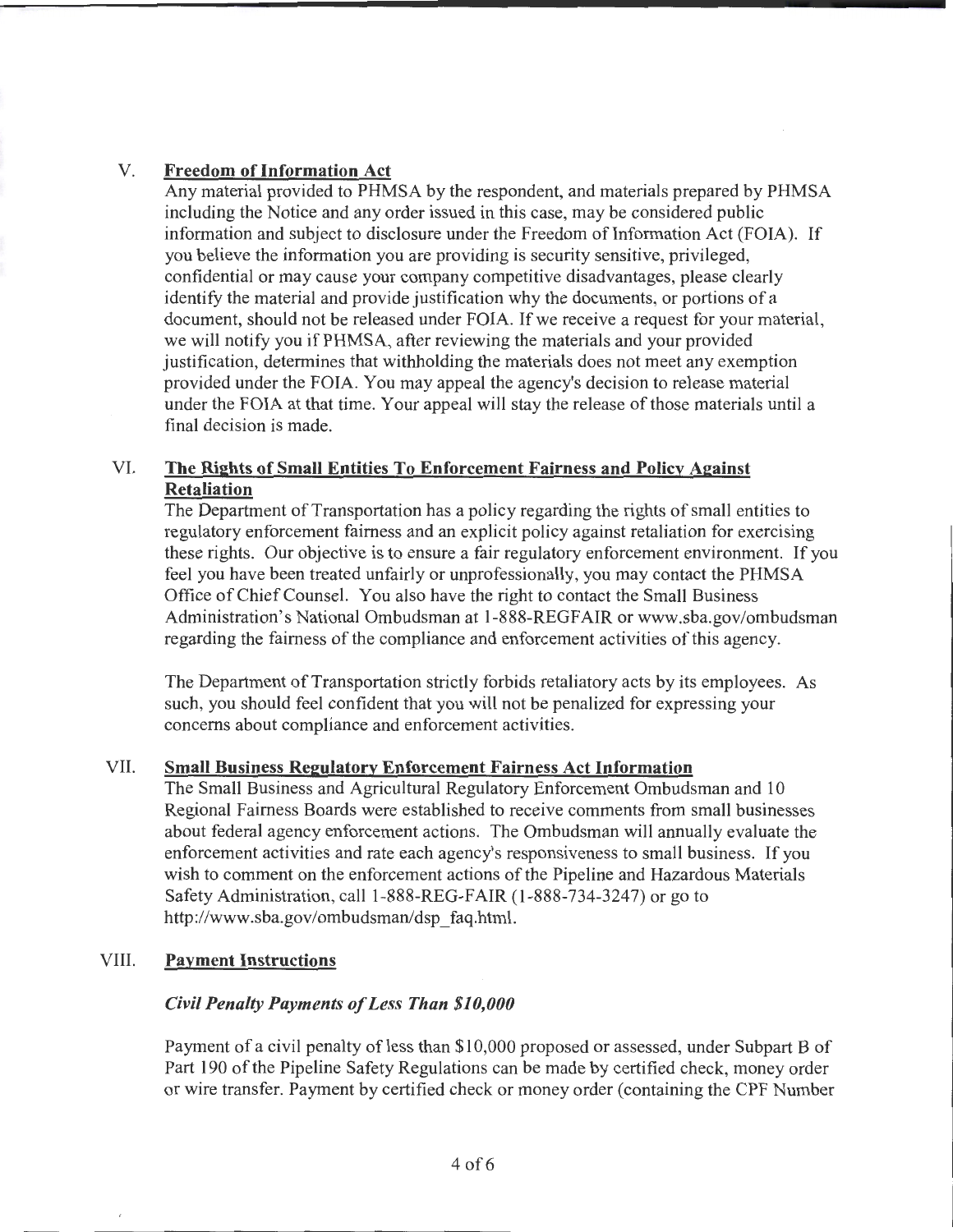## V. Freedom of Information Act

Any material provided to PHMSA by the respondent, and materials prepared by PHMSA including the Notice and any order issued in this case, may be considered public information and subject to disclosure under the Freedom of Information Act (FOIA). If you believe the information you are providing is security sensitive, privileged, confidential or may cause your company competitive disadvantages, please clearly identify the material and provide justification why the documents, or portions of a document, should not be released under FOIA. If we receive a request for your material, we will notify you if PHMSA, after reviewing the materials and your provided justification, determines that withholding the materials does not meet any exemption provided under the FOIA. You may appeal the agency's decision to release material under the FOIA at that time. Your appeal will stay the release of those materials until a final decision is made.

## VI. The Rights of Small Entities To Enforcement Fairness and Policy Against Retaliation

The Department of Transportation has a policy regarding the rights of small entities to regulatory enforcement fairness and an explicit policy against retaliation for exercising these rights. Our objective is to ensure a fair regulatory enforcement environment. If you feel you have been treated unfairly or unprofessionally, you may contact the PHMSA Office of Chief Counsel. You also have the right to contact the Small Business Administration's National Ombudsman at 1-888-REGFAIR or www.sba.gov/ombudsman regarding the fairness of the compliance and enforcement activities of this agency.

The Department of Transportation strictly forbids retaliatory acts by its employees. As such, you should feel confident that you will not be penalized for expressing your concerns about compliance and enforcement activities.

## VII. Small Business Regulatory Enforcement Fairness Act Information

The Small Business and Agricultural Regulatory Enforcement Ombudsman and 10 Regional Fairness Boards were established to receive comments from small businesses about federal agency enforcement actions. The Ombudsman will annually evaluate the enforcement activities and rate each agency's responsiveness to small business. If you wish to comment on the enforcement actions of the Pipeline and Hazardous Materials Safety Administration, call 1-888-REG-FAIR (1-888-734-3247) or go to http://www.sba.gov/ombudsman/dsp_faq.html.

## VIII. Payment Instructions

### *Civil Penalty Payments of Less Than $10,000*

Payment of a civil penalty of less than $10,000 proposed or assessed, under Subpart B of Part 190 of the Pipeline Safety Regulations can be made by certified check, money order or wire transfer. Payment by certified check or money order (containing the CPF Number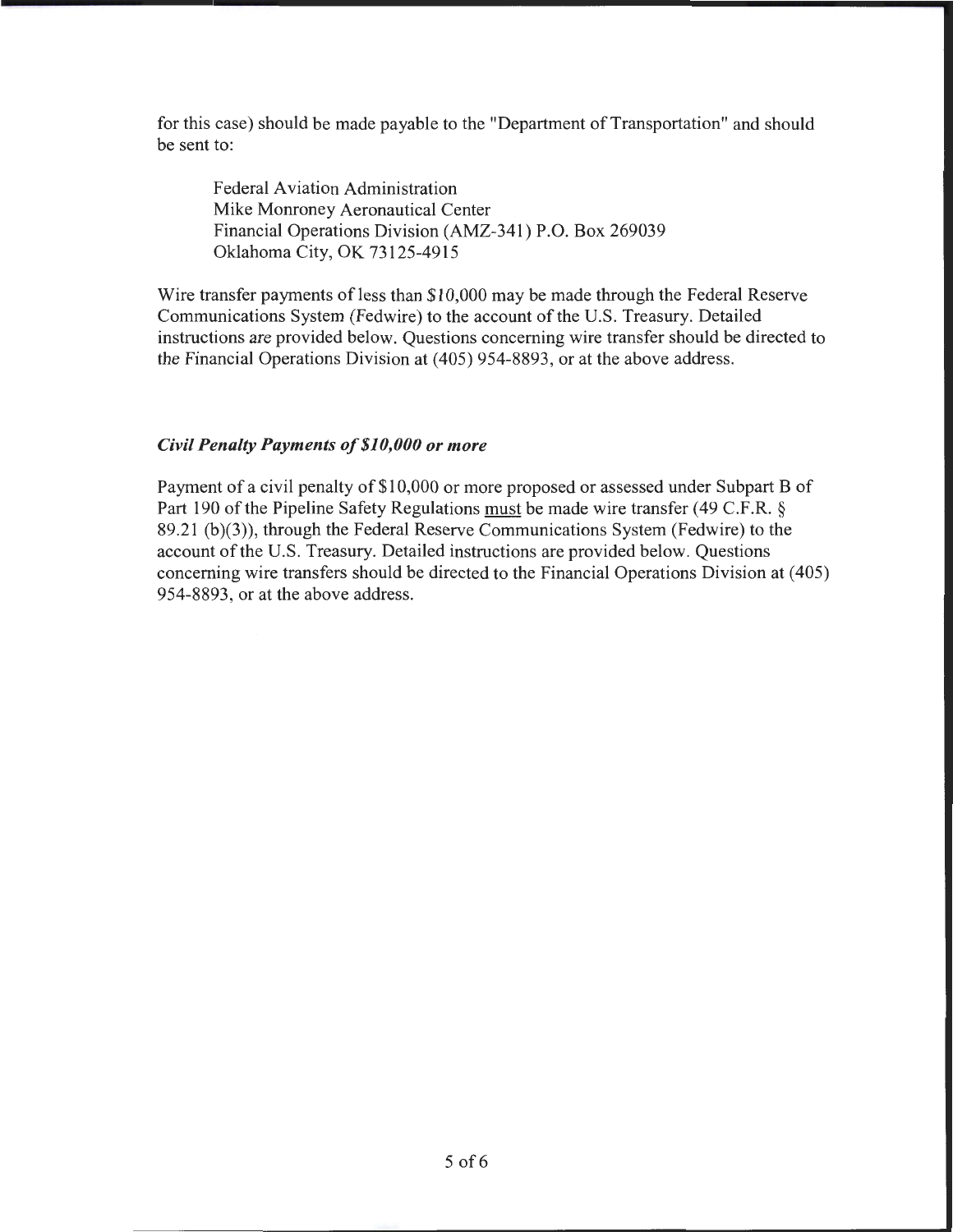for this case) should be made payable to the "Department of Transportation" and should be sent to:

Federal Aviation Administration
Mike Monroney Aeronautical Center
Financial Operations Division (AMZ-341) P.O. Box 269039
Oklahoma City, OK 73125-4915

Wire transfer payments of less than $10,000 may be made through the Federal Reserve Communications System (Fedwire) to the account of the U.S. Treasury. Detailed instructions are provided below. Questions concerning wire transfer should be directed to the Financial Operations Division at (405) 954-8893, or at the above address.

***Civil Penalty Payments of $10,000 or more***

Payment of a civil penalty of $10,000 or more proposed or assessed under Subpart B of Part 190 of the Pipeline Safety Regulations must be made wire transfer (49 C.F.R. § 89.21 (b)(3)), through the Federal Reserve Communications System (Fedwire) to the account of the U.S. Treasury. Detailed instructions are provided below. Questions concerning wire transfers should be directed to the Financial Operations Division at (405) 954-8893, or at the above address.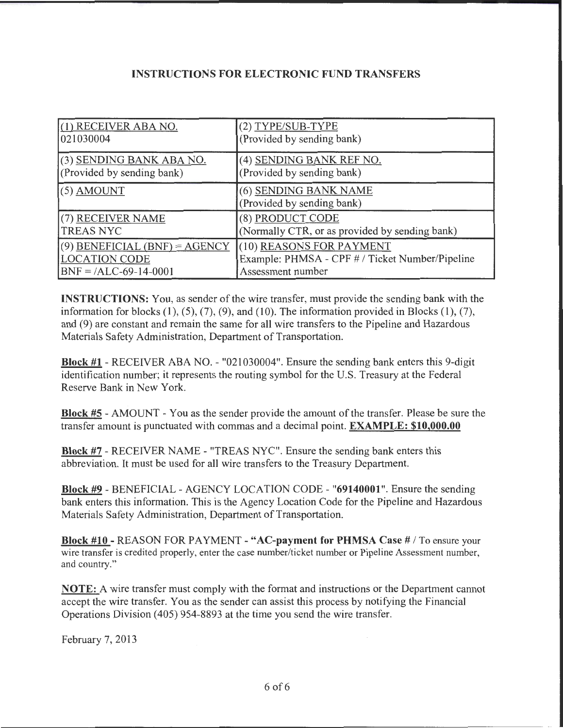## INSTRUCTIONS FOR ELECTRONIC FUND TRANSFERS

| | |
|---|---|
| (1) RECEIVER ABA NO.<br>021030004 | (2) TYPE/SUB-TYPE<br>(Provided by sending bank) |
| (3) SENDING BANK ABA NO.<br>(Provided by sending bank) | (4) SENDING BANK REF NO.<br>(Provided by sending bank) |
| (5) AMOUNT | (6) SENDING BANK NAME<br>(Provided by sending bank) |
| (7) RECEIVER NAME<br>TREAS NYC | (8) PRODUCT CODE<br>(Normally CTR, or as provided by sending bank) |
| (9) BENEFICIAL (BNF) = AGENCY LOCATION CODE<br>BNF = /ALC-69-14-0001 | (10) REASONS FOR PAYMENT<br>Example: PHMSA - CPF # / Ticket Number/Pipeline Assessment number |

**INSTRUCTIONS:** You, as sender of the wire transfer, must provide the sending bank with the information for blocks (1), (5), (7), (9), and (10). The information provided in Blocks (1), (7), and (9) are constant and remain the same for all wire transfers to the Pipeline and Hazardous Materials Safety Administration, Department of Transportation.

**Block #1** - RECEIVER ABA NO. - "021030004". Ensure the sending bank enters this 9-digit identification number; it represents the routing symbol for the U.S. Treasury at the Federal Reserve Bank in New York.

**Block #5** - AMOUNT - You as the sender provide the amount of the transfer. Please be sure the transfer amount is punctuated with commas and a decimal point. **EXAMPLE: $10,000.00**

**Block #7** - RECEIVER NAME - "TREAS NYC". Ensure the sending bank enters this abbreviation. It must be used for all wire transfers to the Treasury Department.

**Block #9** - BENEFICIAL - AGENCY LOCATION CODE - "**69140001**". Ensure the sending bank enters this information. This is the Agency Location Code for the Pipeline and Hazardous Materials Safety Administration, Department of Transportation.

**Block #10** - REASON FOR PAYMENT - **"AC-payment for PHMSA Case #** / To ensure your wire transfer is credited properly, enter the case number/ticket number or Pipeline Assessment number, and country."

**NOTE:** A wire transfer must comply with the format and instructions or the Department cannot accept the wire transfer. You as the sender can assist this process by notifying the Financial Operations Division (405) 954-8893 at the time you send the wire transfer.

February 7, 2013